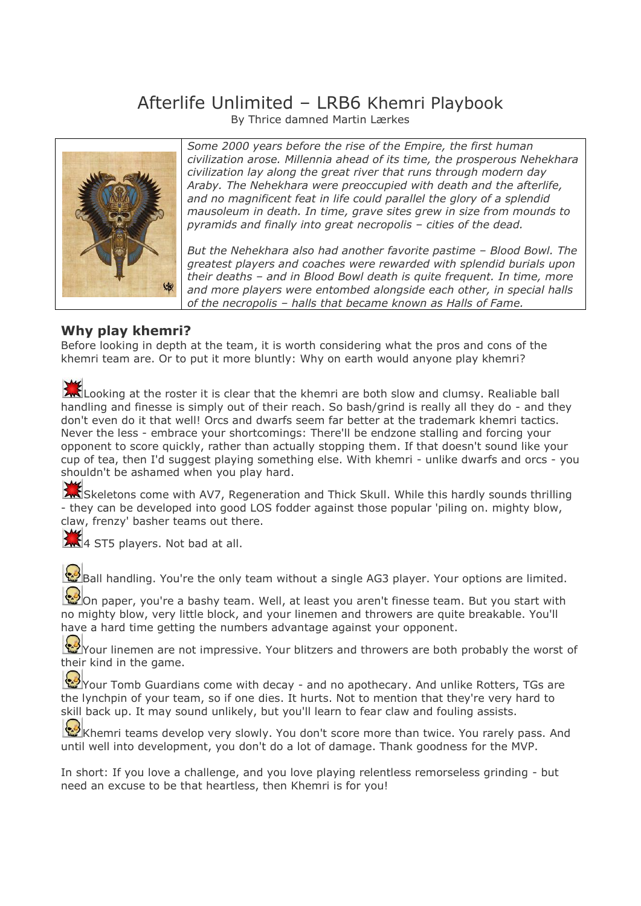# Afterlife Unlimited – LRB6 Khemri Playbook

By Thrice damned Martin Lærkes

*Some 2000 years before the rise of the Empire, the first human civilization arose. Millennia ahead of its time, the prosperous Nehekhara civilization lay along the great river that runs through modern day Araby. The Nehekhara were preoccupied with death and the afterlife, and no magnificent feat in life could parallel the glory of a splendid mausoleum in death. In time, grave sites grew in size from mounds to pyramids and finally into great necropolis – cities of the dead.*

*But the Nehekhara also had another favorite pastime – Blood Bowl. The greatest players and coaches were rewarded with splendid burials upon their deaths – and in Blood Bowl death is quite frequent. In time, more and more players were entombed alongside each other, in special halls of the necropolis – halls that became known as Halls of Fame.*

## Why play khemri?

Before looking in depth at the team, it is worth considering what the pros and cons of the khemri team are. Or to put it more bluntly: Why on earth would anyone play khemri?

Looking at the roster it is clear that the khemri are both slow and clumsy. Realiable ball handling and finesse is simply out of their reach. So bash/grind is really all they do - and they don't even do it that well! Orcs and dwarfs seem far better at the trademark khemri tactics. Never the less - embrace your shortcomings: There'll be endzone stalling and forcing your opponent to score quickly, rather than actually stopping them. If that doesn't sound like your cup of tea, then I'd suggest playing something else. With khemri - unlike dwarfs and orcs - you shouldn't be ashamed when you play hard.

Skeletons come with AV7, Regeneration and Thick Skull. While this hardly sounds thrilling - they can be developed into good LOS fodder against those popular 'piling on. mighty blow, claw, frenzy' basher teams out there.

4 ST5 players. Not bad at all.

Ball handling. You're the only team without a single AG3 player. Your options are limited.

On paper, you're a bashy team. Well, at least you aren't finesse team. But you start with no mighty blow, very little block, and your linemen and throwers are quite breakable. You'll have a hard time getting the numbers advantage against your opponent.

Your linemen are not impressive. Your blitzers and throwers are both probably the worst of their kind in the game.

Your Tomb Guardians come with decay - and no apothecary. And unlike Rotters, TGs are the lynchpin of your team, so if one dies. It hurts. Not to mention that they're very hard to skill back up. It may sound unlikely, but you'll learn to fear claw and fouling assists.

Khemri teams develop very slowly. You don't score more than twice. You rarely pass. And until well into development, you don't do a lot of damage. Thank goodness for the MVP.

In short: If you love a challenge, and you love playing relentless remorseless grinding - but need an excuse to be that heartless, then Khemri is for you!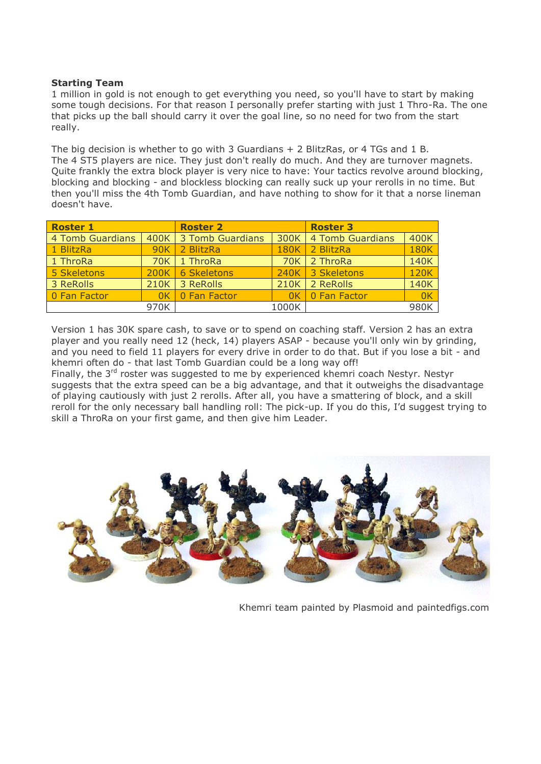**Starting Team**

1 million in gold is not enough to get everything you need, so you'll have to start by making some tough decisions. For that reason I personally prefer starting with just 1 Thro-Ra. The one that picks up the ball should carry it over the goal line, so no need for two from the start really.

The big decision is whether to go with 3 Guardians + 2 BlitzRas, or 4 TGs and 1 B.
The 4 ST5 players are nice. They just don't really do much. And they are turnover magnets. Quite frankly the extra block player is very nice to have: Your tactics revolve around blocking, blocking and blocking - and blockless blocking can really suck up your rerolls in no time. But then you'll miss the 4th Tomb Guardian, and have nothing to show for it that a norse lineman doesn't have.

| Roster 1 | | Roster 2 | | Roster 3 | |
|---|---|---|---|---|---|
| 4 Tomb Guardians | 400K | 3 Tomb Guardians | 300K | 4 Tomb Guardians | 400K |
| 1 BlitzRa | 90K | 2 BlitzRa | 180K | 2 BlitzRa | 180K |
| 1 ThroRa | 70K | 1 ThroRa | 70K | 2 ThroRa | 140K |
| 5 Skeletons | 200K | 6 Skeletons | 240K | 3 Skeletons | 120K |
| 3 ReRolls | 210K | 3 ReRolls | 210K | 2 ReRolls | 140K |
| 0 Fan Factor | 0K | 0 Fan Factor | 0K | 0 Fan Factor | 0K |
| | 970K | | 1000K | | 980K |

Version 1 has 30K spare cash, to save or to spend on coaching staff. Version 2 has an extra player and you really need 12 (heck, 14) players ASAP - because you'll only win by grinding, and you need to field 11 players for every drive in order to do that. But if you lose a bit - and khemri often do - that last Tomb Guardian could be a long way off!
Finally, the 3rd roster was suggested to me by experienced khemri coach Nestyr. Nestyr suggests that the extra speed can be a big advantage, and that it outweighs the disadvantage of playing cautiously with just 2 rerolls. After all, you have a smattering of block, and a skill reroll for the only necessary ball handling roll: The pick-up. If you do this, I'd suggest trying to skill a ThroRa on your first game, and then give him Leader.

Khemri team painted by Plasmoid and paintedfigs.com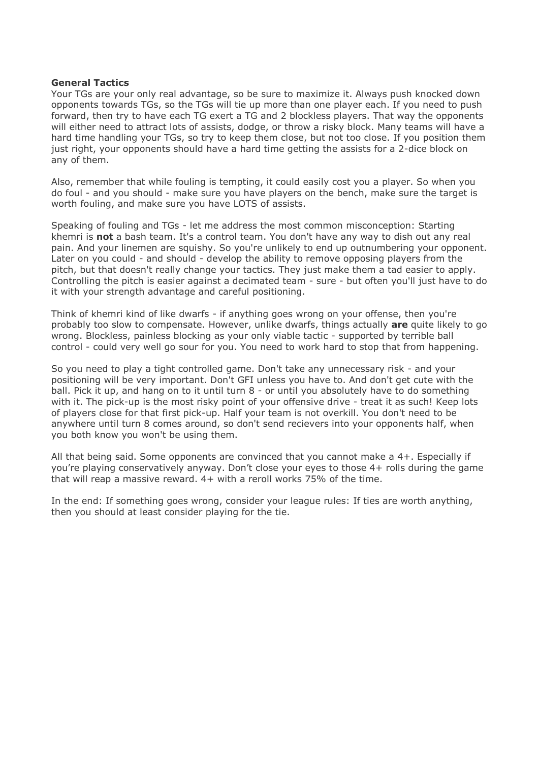**General Tactics**

Your TGs are your only real advantage, so be sure to maximize it. Always push knocked down opponents towards TGs, so the TGs will tie up more than one player each. If you need to push forward, then try to have each TG exert a TG and 2 blockless players. That way the opponents will either need to attract lots of assists, dodge, or throw a risky block. Many teams will have a hard time handling your TGs, so try to keep them close, but not too close. If you position them just right, your opponents should have a hard time getting the assists for a 2-dice block on any of them.

Also, remember that while fouling is tempting, it could easily cost you a player. So when you do foul - and you should - make sure you have players on the bench, make sure the target is worth fouling, and make sure you have LOTS of assists.

Speaking of fouling and TGs - let me address the most common misconception: Starting khemri is **not** a bash team. It's a control team. You don't have any way to dish out any real pain. And your linemen are squishy. So you're unlikely to end up outnumbering your opponent. Later on you could - and should - develop the ability to remove opposing players from the pitch, but that doesn't really change your tactics. They just make them a tad easier to apply. Controlling the pitch is easier against a decimated team - sure - but often you'll just have to do it with your strength advantage and careful positioning.

Think of khemri kind of like dwarfs - if anything goes wrong on your offense, then you're probably too slow to compensate. However, unlike dwarfs, things actually **are** quite likely to go wrong. Blockless, painless blocking as your only viable tactic - supported by terrible ball control - could very well go sour for you. You need to work hard to stop that from happening.

So you need to play a tight controlled game. Don't take any unnecessary risk - and your positioning will be very important. Don't GFI unless you have to. And don't get cute with the ball. Pick it up, and hang on to it until turn 8 - or until you absolutely have to do something with it. The pick-up is the most risky point of your offensive drive - treat it as such! Keep lots of players close for that first pick-up. Half your team is not overkill. You don't need to be anywhere until turn 8 comes around, so don't send recievers into your opponents half, when you both know you won't be using them.

All that being said. Some opponents are convinced that you cannot make a 4+. Especially if you're playing conservatively anyway. Don't close your eyes to those 4+ rolls during the game that will reap a massive reward. 4+ with a reroll works 75% of the time.

In the end: If something goes wrong, consider your league rules: If ties are worth anything, then you should at least consider playing for the tie.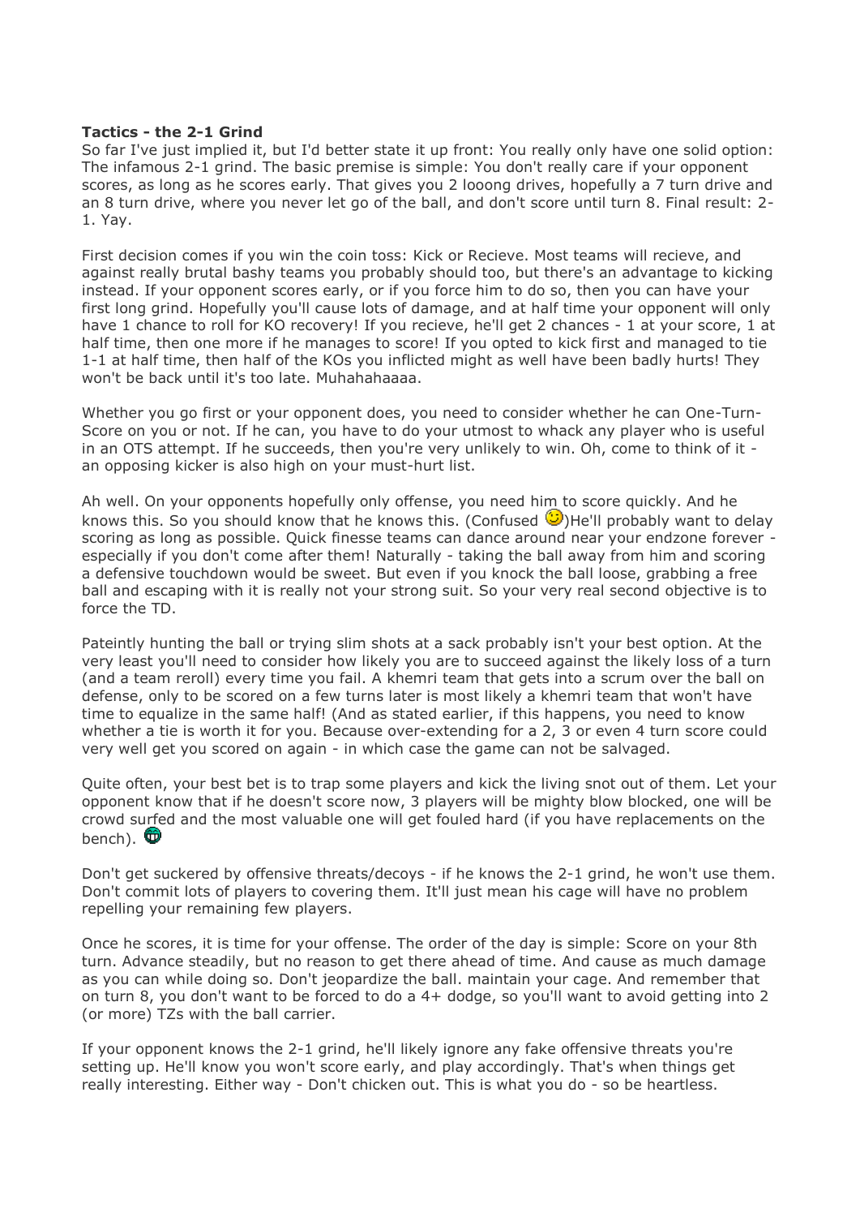**Tactics - the 2-1 Grind**

So far I've just implied it, but I'd better state it up front: You really only have one solid option: The infamous 2-1 grind. The basic premise is simple: You don't really care if your opponent scores, as long as he scores early. That gives you 2 looong drives, hopefully a 7 turn drive and an 8 turn drive, where you never let go of the ball, and don't score until turn 8. Final result: 2-1. Yay.

First decision comes if you win the coin toss: Kick or Recieve. Most teams will recieve, and against really brutal bashy teams you probably should too, but there's an advantage to kicking instead. If your opponent scores early, or if you force him to do so, then you can have your first long grind. Hopefully you'll cause lots of damage, and at half time your opponent will only have 1 chance to roll for KO recovery! If you recieve, he'll get 2 chances - 1 at your score, 1 at half time, then one more if he manages to score! If you opted to kick first and managed to tie 1-1 at half time, then half of the KOs you inflicted might as well have been badly hurts! They won't be back until it's too late. Muhahahaaaa.

Whether you go first or your opponent does, you need to consider whether he can One-Turn-Score on you or not. If he can, you have to do your utmost to whack any player who is useful in an OTS attempt. If he succeeds, then you're very unlikely to win. Oh, come to think of it - an opposing kicker is also high on your must-hurt list.

Ah well. On your opponents hopefully only offense, you need him to score quickly. And he knows this. So you should know that he knows this. (Confused 😉)He'll probably want to delay scoring as long as possible. Quick finesse teams can dance around near your endzone forever - especially if you don't come after them! Naturally - taking the ball away from him and scoring a defensive touchdown would be sweet. But even if you knock the ball loose, grabbing a free ball and escaping with it is really not your strong suit. So your very real second objective is to force the TD.

Pateintly hunting the ball or trying slim shots at a sack probably isn't your best option. At the very least you'll need to consider how likely you are to succeed against the likely loss of a turn (and a team reroll) every time you fail. A khemri team that gets into a scrum over the ball on defense, only to be scored on a few turns later is most likely a khemri team that won't have time to equalize in the same half! (And as stated earlier, if this happens, you need to know whether a tie is worth it for you. Because over-extending for a 2, 3 or even 4 turn score could very well get you scored on again - in which case the game can not be salvaged.

Quite often, your best bet is to trap some players and kick the living snot out of them. Let your opponent know that if he doesn't score now, 3 players will be mighty blow blocked, one will be crowd surfed and the most valuable one will get fouled hard (if you have replacements on the bench). 😁

Don't get suckered by offensive threats/decoys - if he knows the 2-1 grind, he won't use them. Don't commit lots of players to covering them. It'll just mean his cage will have no problem repelling your remaining few players.

Once he scores, it is time for your offense. The order of the day is simple: Score on your 8th turn. Advance steadily, but no reason to get there ahead of time. And cause as much damage as you can while doing so. Don't jeopardize the ball. maintain your cage. And remember that on turn 8, you don't want to be forced to do a 4+ dodge, so you'll want to avoid getting into 2 (or more) TZs with the ball carrier.

If your opponent knows the 2-1 grind, he'll likely ignore any fake offensive threats you're setting up. He'll know you won't score early, and play accordingly. That's when things get really interesting. Either way - Don't chicken out. This is what you do - so be heartless.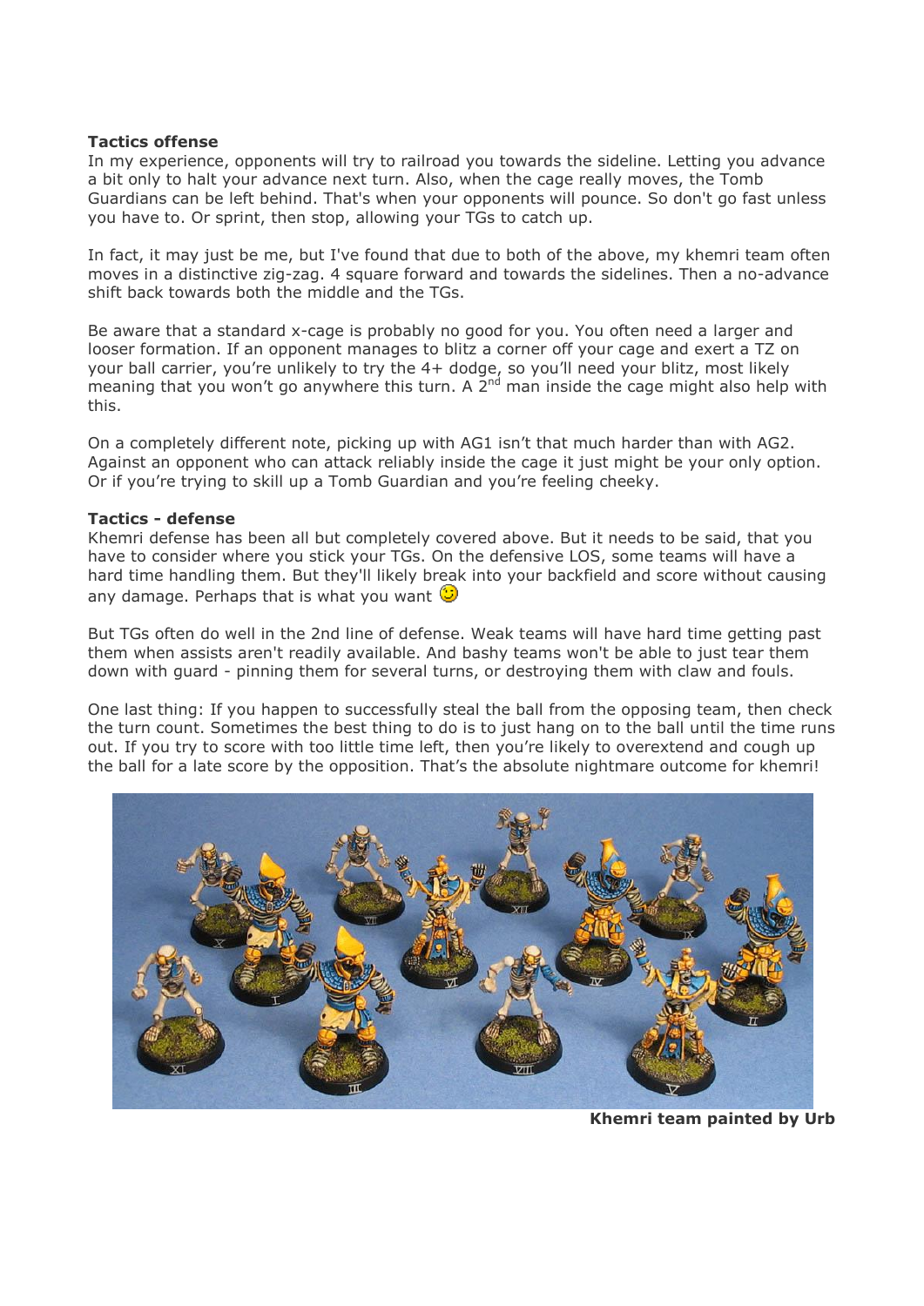**Tactics offense**

In my experience, opponents will try to railroad you towards the sideline. Letting you advance a bit only to halt your advance next turn. Also, when the cage really moves, the Tomb Guardians can be left behind. That's when your opponents will pounce. So don't go fast unless you have to. Or sprint, then stop, allowing your TGs to catch up.

In fact, it may just be me, but I've found that due to both of the above, my khemri team often moves in a distinctive zig-zag. 4 square forward and towards the sidelines. Then a no-advance shift back towards both the middle and the TGs.

Be aware that a standard x-cage is probably no good for you. You often need a larger and looser formation. If an opponent manages to blitz a corner off your cage and exert a TZ on your ball carrier, you're unlikely to try the 4+ dodge, so you'll need your blitz, most likely meaning that you won't go anywhere this turn. A 2nd man inside the cage might also help with this.

On a completely different note, picking up with AG1 isn't that much harder than with AG2. Against an opponent who can attack reliably inside the cage it just might be your only option. Or if you're trying to skill up a Tomb Guardian and you're feeling cheeky.

**Tactics - defense**

Khemri defense has been all but completely covered above. But it needs to be said, that you have to consider where you stick your TGs. On the defensive LOS, some teams will have a hard time handling them. But they'll likely break into your backfield and score without causing any damage. Perhaps that is what you want 🙂

But TGs often do well in the 2nd line of defense. Weak teams will have hard time getting past them when assists aren't readily available. And bashy teams won't be able to just tear them down with guard - pinning them for several turns, or destroying them with claw and fouls.

One last thing: If you happen to successfully steal the ball from the opposing team, then check the turn count. Sometimes the best thing to do is to just hang on to the ball until the time runs out. If you try to score with too little time left, then you're likely to overextend and cough up the ball for a late score by the opposition. That's the absolute nightmare outcome for khemri!

**Khemri team painted by Urb**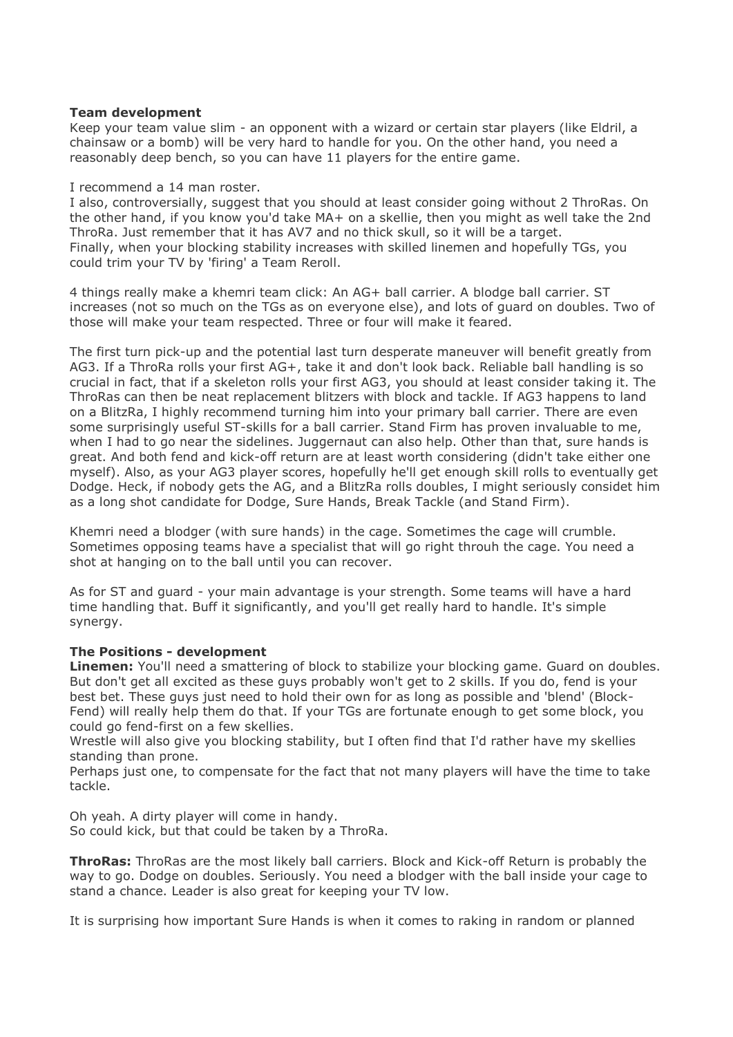**Team development**

Keep your team value slim - an opponent with a wizard or certain star players (like Eldril, a chainsaw or a bomb) will be very hard to handle for you. On the other hand, you need a reasonably deep bench, so you can have 11 players for the entire game.

I recommend a 14 man roster.

I also, controversially, suggest that you should at least consider going without 2 ThroRas. On the other hand, if you know you'd take MA+ on a skellie, then you might as well take the 2nd ThroRa. Just remember that it has AV7 and no thick skull, so it will be a target.
Finally, when your blocking stability increases with skilled linemen and hopefully TGs, you could trim your TV by 'firing' a Team Reroll.

4 things really make a khemri team click: An AG+ ball carrier. A blodge ball carrier. ST increases (not so much on the TGs as on everyone else), and lots of guard on doubles. Two of those will make your team respected. Three or four will make it feared.

The first turn pick-up and the potential last turn desperate maneuver will benefit greatly from AG3. If a ThroRa rolls your first AG+, take it and don't look back. Reliable ball handling is so crucial in fact, that if a skeleton rolls your first AG3, you should at least consider taking it. The ThroRas can then be neat replacement blitzers with block and tackle. If AG3 happens to land on a BlitzRa, I highly recommend turning him into your primary ball carrier. There are even some surprisingly useful ST-skills for a ball carrier. Stand Firm has proven invaluable to me, when I had to go near the sidelines. Juggernaut can also help. Other than that, sure hands is great. And both fend and kick-off return are at least worth considering (didn't take either one myself). Also, as your AG3 player scores, hopefully he'll get enough skill rolls to eventually get Dodge. Heck, if nobody gets the AG, and a BlitzRa rolls doubles, I might seriously considet him as a long shot candidate for Dodge, Sure Hands, Break Tackle (and Stand Firm).

Khemri need a blodger (with sure hands) in the cage. Sometimes the cage will crumble. Sometimes opposing teams have a specialist that will go right throuh the cage. You need a shot at hanging on to the ball until you can recover.

As for ST and guard - your main advantage is your strength. Some teams will have a hard time handling that. Buff it significantly, and you'll get really hard to handle. It's simple synergy.

**The Positions - development**

**Linemen:** You'll need a smattering of block to stabilize your blocking game. Guard on doubles. But don't get all excited as these guys probably won't get to 2 skills. If you do, fend is your best bet. These guys just need to hold their own for as long as possible and 'blend' (Block-Fend) will really help them do that. If your TGs are fortunate enough to get some block, you could go fend-first on a few skellies.
Wrestle will also give you blocking stability, but I often find that I'd rather have my skellies standing than prone.
Perhaps just one, to compensate for the fact that not many players will have the time to take tackle.

Oh yeah. A dirty player will come in handy.
So could kick, but that could be taken by a ThroRa.

**ThroRas:** ThroRas are the most likely ball carriers. Block and Kick-off Return is probably the way to go. Dodge on doubles. Seriously. You need a blodger with the ball inside your cage to stand a chance. Leader is also great for keeping your TV low.

It is surprising how important Sure Hands is when it comes to raking in random or planned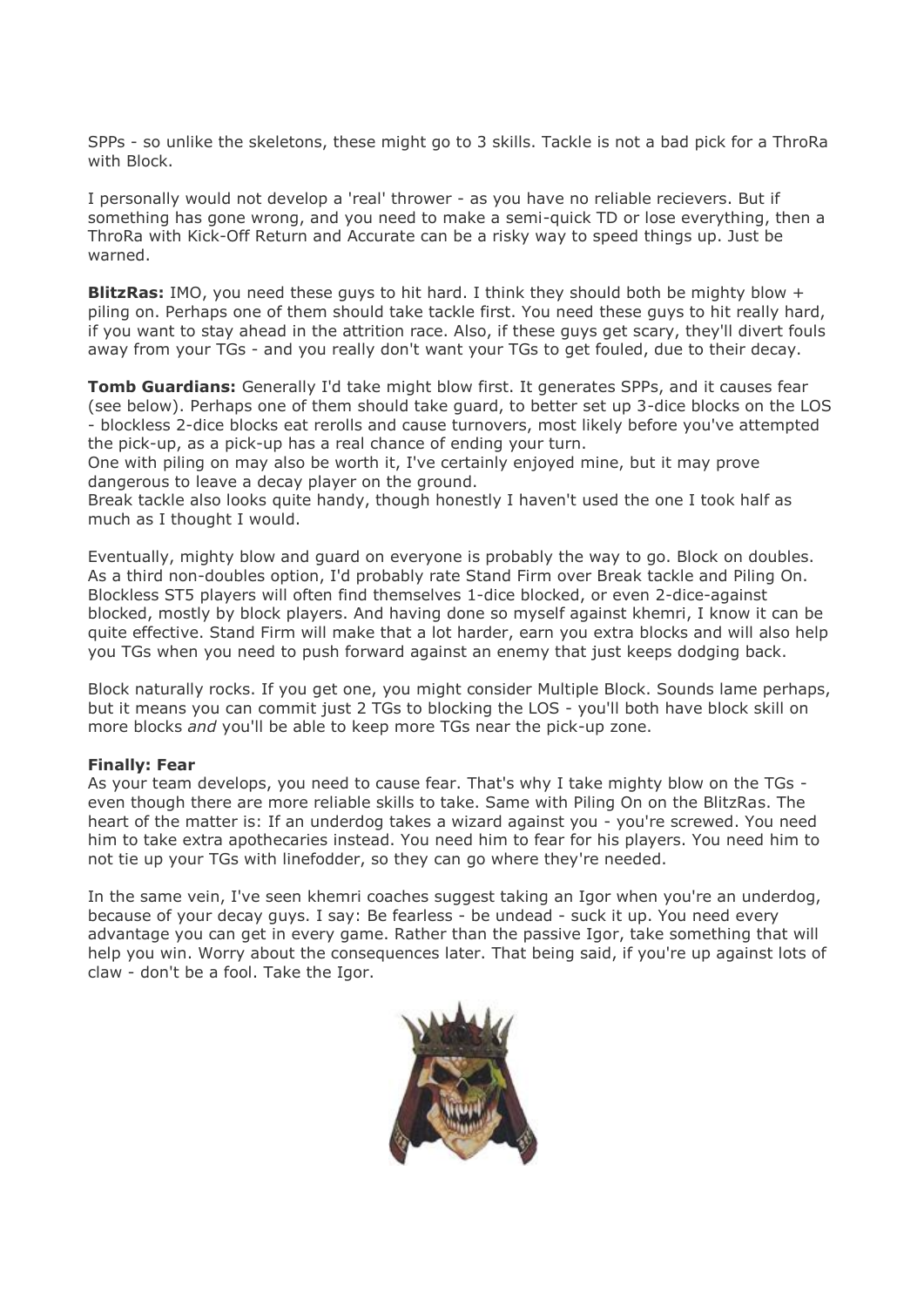SPPs - so unlike the skeletons, these might go to 3 skills. Tackle is not a bad pick for a ThroRa with Block.

I personally would not develop a 'real' thrower - as you have no reliable recievers. But if something has gone wrong, and you need to make a semi-quick TD or lose everything, then a ThroRa with Kick-Off Return and Accurate can be a risky way to speed things up. Just be warned.

**BlitzRas:** IMO, you need these guys to hit hard. I think they should both be mighty blow + piling on. Perhaps one of them should take tackle first. You need these guys to hit really hard, if you want to stay ahead in the attrition race. Also, if these guys get scary, they'll divert fouls away from your TGs - and you really don't want your TGs to get fouled, due to their decay.

**Tomb Guardians:** Generally I'd take might blow first. It generates SPPs, and it causes fear (see below). Perhaps one of them should take guard, to better set up 3-dice blocks on the LOS - blockless 2-dice blocks eat rerolls and cause turnovers, most likely before you've attempted the pick-up, as a pick-up has a real chance of ending your turn.
One with piling on may also be worth it, I've certainly enjoyed mine, but it may prove dangerous to leave a decay player on the ground.
Break tackle also looks quite handy, though honestly I haven't used the one I took half as much as I thought I would.

Eventually, mighty blow and guard on everyone is probably the way to go. Block on doubles. As a third non-doubles option, I'd probably rate Stand Firm over Break tackle and Piling On. Blockless ST5 players will often find themselves 1-dice blocked, or even 2-dice-against blocked, mostly by block players. And having done so myself against khemri, I know it can be quite effective. Stand Firm will make that a lot harder, earn you extra blocks and will also help you TGs when you need to push forward against an enemy that just keeps dodging back.

Block naturally rocks. If you get one, you might consider Multiple Block. Sounds lame perhaps, but it means you can commit just 2 TGs to blocking the LOS - you'll both have block skill on more blocks *and* you'll be able to keep more TGs near the pick-up zone.

**Finally: Fear**
As your team develops, you need to cause fear. That's why I take mighty blow on the TGs - even though there are more reliable skills to take. Same with Piling On on the BlitzRas. The heart of the matter is: If an underdog takes a wizard against you - you're screwed. You need him to take extra apothecaries instead. You need him to fear for his players. You need him to not tie up your TGs with linefodder, so they can go where they're needed.

In the same vein, I've seen khemri coaches suggest taking an Igor when you're an underdog, because of your decay guys. I say: Be fearless - be undead - suck it up. You need every advantage you can get in every game. Rather than the passive Igor, take something that will help you win. Worry about the consequences later. That being said, if you're up against lots of claw - don't be a fool. Take the Igor.